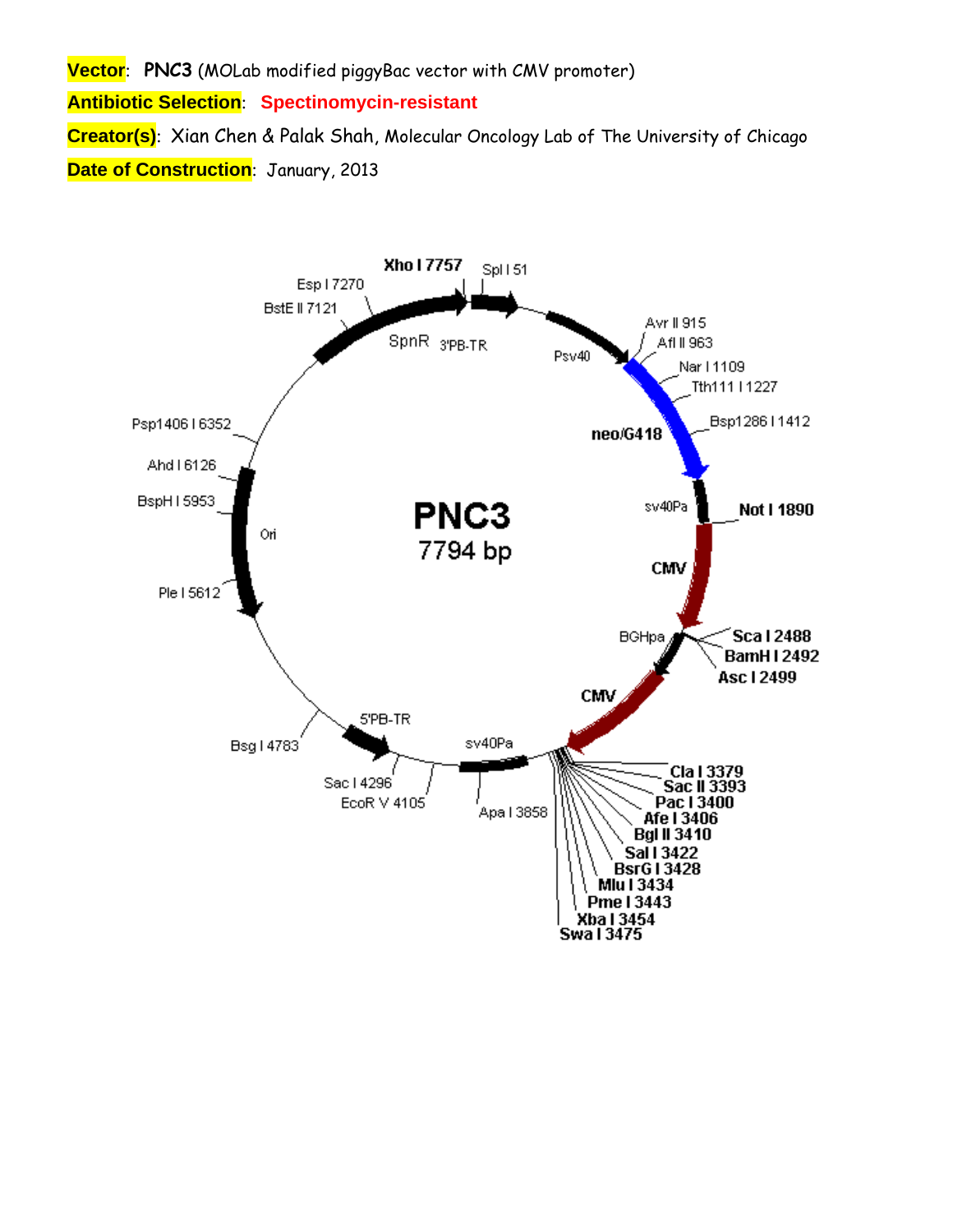**Vector**: **PNC3** (MOLab modified piggyBac vector with CMV promoter)

**Antibiotic Selection**: **Spectinomycin-resistant**

**Creator(s)**: Xian Chen & Palak Shah, Molecular Oncology Lab of The University of Chicago

**Date of Construction**: January, 2013

PNC3
7794 bp

Xho I 7757
Spl I 51
Esp I 7270
BstE II 7121
SpnR
3'PB-TR
Psv40
Avr II 915
Afl II 963
Nar I 1109
Tth111 I 1227
Bsp1286 I 1412
neo/G418
sv40Pa
Not I 1890
CMV
BGHpa
Sca I 2488
BamH I 2492
Asc I 2499
CMV
Cla I 3379
Sac II 3393
Pac I 3400
Afe I 3406
Bgl II 3410
Sal I 3422
BsrG I 3428
Mlu I 3434
Pme I 3443
Xba I 3454
Swa I 3475
sv40Pa
Apa I 3858
5'PB-TR
Sac I 4296
EcoR V 4105
Bsg I 4783
Ple I 5612
Ori
BspH I 5953
Ahd I 6126
Psp1406 I 6352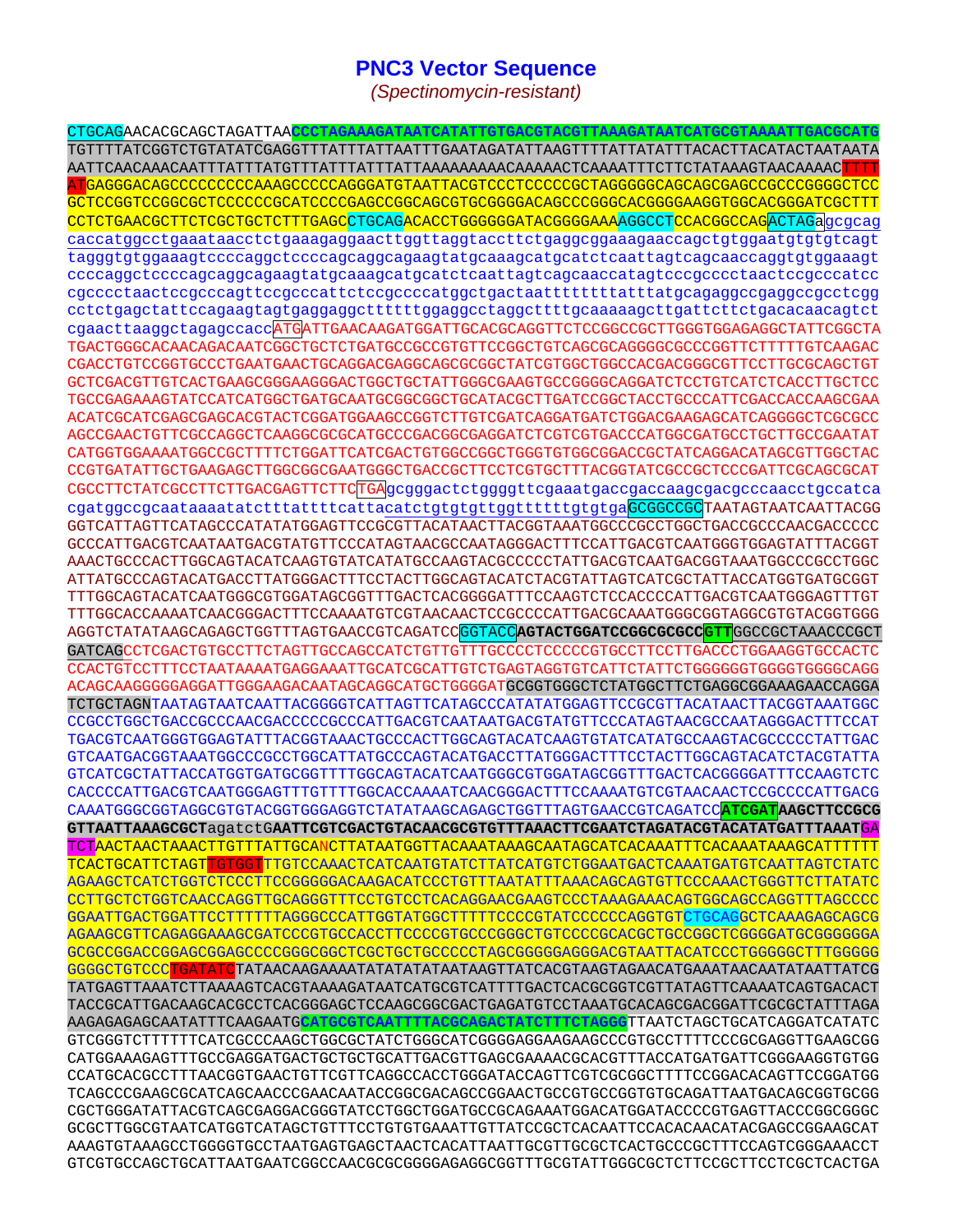# PNC3 Vector Sequence

*(Spectinomycin-resistant)*

```
CTGCAGAACACGCAGCTAGATTAACCCTAGAAAGATAATCATATTGTGACGTACGTTAAAGATAATCATGCGTAAAATTGACGCATG
TGTTTTATCGGTCTGTATATCGAGGTTTATTTATTAATTTGAATAGATATTAAGTTTTATTATATTTACACTTACATACTAATAATA
AATTCAACAAACAATTTATTTATGTTTATTTATTTATTAAAAAAAAACAAAAACTCAAAATTTCTTCTATAAAGTAACAAAACTTTT
ATGAGGGACAGCCCCCCCCCAAAGCCCCCAGGGATGTAATTACGTCCCTCCCCCGCTAGGGGGCAGCAGCGAGCCGCCCGGGGCTCC
GCTCCGGTCCGGCGCTCCCCCCGCATCCCCGAGCCGGCAGCGTGCGGGGACAGCCCGGGCACGGGGAAGGTGGCACGGGATCGCTTT
CCTCTGAACGCTTCTCGCTGCTCTTTGAGCCTGCAGACACCTGGGGGGATACGGGGAAAAGGCCTCCACGGCCAGACTAGAgcgcag
caccatggcctgaaataacctctgaaagaggaacttggttaggtaccttctgaggcggaaagaaccagctgtggaatgtgtgtcagt
tagggtgtggaaagtccccaggctccccagcaggcagaagtatgcaaagcatgcatctcaattagtcagcaaccaggtgtggaaagt
ccccaggctccccagcaggcagaagtatgcaaagcatgcatctcaattagtcagcaaccatagtcccgcccctaactccgcccatcc
cgcccctaactccgcccagttccgcccattctccgccccatggctgactaattttttttatttatgcagaggccgaggccgcctcgg
cctctgagctattccagaagtagtgaggaggcttttttggaggcctaggcttttgcaaaaagcttgattcttctgacacaacagtct
cgaacttaaggctagagccaccATGATTGAACAAGATGGATTGCACGCAGGTTCTCCGGCCGCTTGGGTGGAGAGGCTATTCGGCTA
TGACTGGGCACAACAGACAATCGGCTGCTCTGATGCCGCCGTGTTCCGGCTGTCAGCGCAGGGGCGCCCGGTTCTTTTTGTCAAGAC
CGACCTGTCCGGTGCCCTGAATGAACTGCAGGACGAGGCAGCGCGGCTATCGTGGCTGGCCACGACGGGCGTTCCTTGCGCAGCTGT
GCTCGACGTTGTCACTGAAGCGGGAAGGGACTGGCTGCTATTGGGCGAAGTGCCGGGGCAGGATCTCCTGTCATCTCACCTTGCTCC
TGCCGAGAAAGTATCCATCATGGCTGATGCAATGCGGCGGCTGCATACGCTTGATCCGGCTACCTGCCCATTCGACCACCAAGCGAA
ACATCGCATCGAGCGAGCACGTACTCGGATGGAAGCCGGTCTTGTCGATCAGGATGATCTGGACGAAGAGCATCAGGGGCTCGCGCC
AGCCGAACTGTTCGCCAGGCTCAAGGCGCGCATGCCCGACGGCGAGGATCTCGTCGTGACCCATGGCGATGCCTGCTTGCCGAATAT
CATGGTGGAAAATGGCCGCTTTTCTGGATTCATCGACTGTGGCCGGCTGGGTGTGGCGGACCGCTATCAGGACATAGCGTTGGCTAC
CCGTGATATTGCTGAAGAGCTTGGCGGCGAATGGGCTGACCGCTTCCTCGTGCTTTACGGTATCGCCGCTCCCGATTCGCAGCGCAT
CGCCTTCTATCGCCTTCTTGACGAGTTCTTCTGAgcgggactctggggttcgaaatgaccgaccaagcgacgcccaacctgccatca
cgatggccgcaataaaatatctttattttcattacatctgtgtgttggttttttgtgtgaGCGGCCGCTAATAGTAATCAATTACGG
GGTCATTAGTTCATAGCCCATATATGGAGTTCCGCGTTACATAACTTACGGTAAATGGCCCGCCTGGCTGACCGCCCAACGACCCCC
GCCCATTGACGTCAATAATGACGTATGTTCCCATAGTAACGCCAATAGGGACTTTCCATTGACGTCAATGGGTGGAGTATTTACGGT
AAACTGCCCACTTGGCAGTACATCAAGTGTATCATATGCCAAGTACGCCCCCTATTGACGTCAATGACGGTAAATGGCCCGCCTGGC
ATTATGCCCAGTACATGACCTTATGGGACTTTCCTACTTGGCAGTACATCTACGTATTAGTCATCGCTATTACCATGGTGATGCGGT
TTTGGCAGTACATCAATGGGCGTGGATAGCGGTTTGACTCACGGGGATTTCCAAGTCTCCACCCCATTGACGTCAATGGGAGTTTGT
TTTGGCACCAAAATCAACGGGACTTTCCAAAATGTCGTAACAACTCCGCCCCATTGACGCAAATGGGCGGTAGGCGTGTACGGTGGG
AGGTCTATATAAGCAGAGCTGGTTTAGTGAACCGTCAGATCCGGTACCAGTACTGGATCCGGCGCGCCGTTGGCCGCTAAACCCGCT
GATCAGCCTCGACTGTGCCTTCTAGTTGCCAGCCATCTGTTGTTTGCCCCTCCCCCGTGCCTTCCTTGACCCTGGAAGGTGCCACTC
CCACTGTCCTTTCCTAATAAAATGAGGAAATTGCATCGCATTGTCTGAGTAGGTGTCATTCTATTCTGGGGGGTGGGGTGGGGCAGG
ACAGCAAGGGGGAGGATTGGGAAGACAATAGCAGGCATGCTGGGGATGCGGTGGGCTCTATGGCTTCTGAGGCGGAAAGAACCAGGA
TCTGCTAGNTAATAGTAATCAATTACGGGGTCATTAGTTCATAGCCCATATATGGAGTTCCGCGTTACATAACTTACGGTAAATGGC
CCGCCTGGCTGACCGCCCAACGACCCCCGCCCATTGACGTCAATAATGACGTATGTTCCCATAGTAACGCCAATAGGGACTTTCCAT
TGACGTCAATGGGTGGAGTATTTACGGTAAACTGCCCACTTGGCAGTACATCAAGTGTATCATATGCCAAGTACGCCCCCTATTGAC
GTCAATGACGGTAAATGGCCCGCCTGGCATTATGCCCAGTACATGACCTTATGGGACTTTCCTACTTGGCAGTACATCTACGTATTA
GTCATCGCTATTACCATGGTGATGCGGTTTTGGCAGTACATCAATGGGCGTGGATAGCGGTTTGACTCACGGGGATTTCCAAGTCTC
CACCCCATTGACGTCAATGGGAGTTTGTTTTGGCACCAAAATCAACGGGACTTTCCAAAATGTCGTAACAACTCCGCCCCATTGACG
CAAATGGGCGGTAGGCGTGTACGGTGGGAGGTCTATATAAGCAGAGCTGGTTTAGTGAACCGTCAGATCCATCGATAAGCTTCCGCG
GTTAATTAAAGCGCTagatctGAATTCGTCGACTGTACAACGCGTGTTTAAACTTCGAATCTAGATACGTACATATGATTTAAATGA
TCTAACTAACTAAACTTGTTTATTGCANCTTATAATGGTTACAAATAAAGCAATAGCATCACAAATTTCACAAATAAAGCATTTTTT
TCACTGCATTCTAGTTGTGGTTTGTCCAAACTCATCAATGTATCTTATCATGTCTGGAATGACTCAAATGATGTCAATTAGTCTATC
AGAAGCTCATCTGGTCTCCCTTCCGGGGGACAAGACATCCCTGTTTAATATTTAAACAGCAGTGTTCCCAAACTGGGTTCTTATATC
CCTTGCTCTGGTCAACCAGGTTGCAGGGTTTCCTGTCCTCACAGGAACGAAGTCCCTAAAGAAACAGTGGCAGCCAGGTTTAGCCCC
GGAATTGACTGGATTCCTTTTTTAGGGCCCATTGGTATGGCTTTTTCCCCGTATCCCCCCAGGTGTCTGCAGGCTCAAAGAGCAGCG
AGAAGCGTTCAGAGGAAAGCGATCCCGTGCCACCTTCCCCGTGCCCGGGCTGTCCCCGCACGCTGCCGGCTCGGGGATGCGGGGGGA
GCGCCGGACCGGAGCGGAGCCCCGGGCGGCTCGCTGCTGCCCCCTAGCGGGGGAGGGACGTAATTACATCCCTGGGGGCTTTGGGGG
GGGGCTGTCCCTGATATCTATAACAAGAAAATATATATATATAATAAGTTATCACGTAAGTAGAACATGAAATAACAATATAATTATCG
TATGAGTTAAATCTTAAAAGTCACGTAAAAGATAATCATGCGTCATTTTGACTCACGCGGTCGTTATAGTTCAAAATCAGTGACACT
TACCGCATTGACAAGCACGCCTCACGGGAGCTCCAAGCGGCGACTGAGATGTCCTAAATGCACAGCGACGGATTCGCGCTATTTAGA
AAGAGAGAGCAATATTTCAAGAATGCATGCGTCAATTTTACGCAGACTATCTTTCTAGGGTTAATCTAGCTGCATCAGGATCATATC
GTCGGGTCTTTTTTCATCGCCCAAGCTGGCGCTATCTGGGCATCGGGGAGGAAGAAGCCCGTGCCTTTTCCCGCGAGGTTGAAGCGG
CATGGAAAGAGTTTGCCGAGGATGACTGCTGCTGCATTGACGTTGAGCGAAAACGCACGTTTACCATGATGATTCGGGAAGGTGTGG
CCATGCACGCCTTTAACGGTGAACTGTTCGTTCAGGCCACCTGGGATACCAGTTCGTCGCGGCTTTTCCGGACACAGTTCCGGATGG
TCAGCCCGAAGCGCATCAGCAACCCGAACAATACCGGCGACAGCCGGAACTGCCGTGCCGGTGTGCAGATTAATGACAGCGGTGCGG
CGCTGGGATATTACGTCAGCGAGGACGGGTATCCTGGCTGGATGCCGCAGAAATGGACATGGATACCCCGTGAGTTACCCGGCGGGC
GCGCTTGGCGTAATCATGGTCATAGCTGTTTCCTGTGTGAAATTGTTATCCGCTCACAATTCCACACAACATACGAGCCGGAAGCAT
AAAGTGTAAAGCCTGGGGTGCCTAATGAGTGAGCTAACTCACATTAATTGCGTTGCGCTCACTGCCCGCTTTCCAGTCGGGAAACCT
GTCGTGCCAGCTGCATTAATGAATCGGCCAACGCGCGGGGAGAGGCGGTTTGCGTATTGGGCGCTCTTCCGCTTCCTCGCTCACTGA
```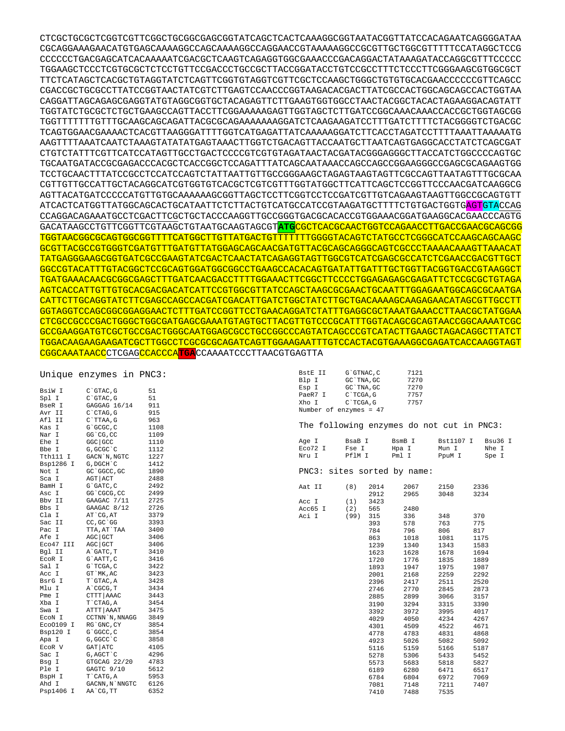```
CTCGCTGCGCTCGGTCGTTCGGCTGCGGCGAGCGGTATCAGCTCACTCAAAGGCGGTAATACGGTTATCCACAGAATCAGGGGATAA
CGCAGGAAAGAACATGTGAGCAAAAGGCCAGCAAAAGGCCAGGAACCGTAAAAAGGCCGCGTTGCTGGCGTTTTTCCATAGGCTCCG
CCCCCCTGACGAGCATCACAAAAATCGACGCTCAAGTCAGAGGTGGCGAAACCCGACAGGACTATAAAGATACCAGGCGTTTCCCCC
TGGAAGCTCCCTCGTGCGCTCTCCTGTTCCGACCCTGCCGCTTACCGGATACCTGTCCGCCTTTCTCCCTTCGGGAAGCGTGGCGCT
TTCTCATAGCTCACGCTGTAGGTATCTCAGTTCGGTGTAGGTCGTTCGCTCCAAGCTGGGCTGTGTGCACGAACCCCCCGTTCAGCC
CGACCGCTGCGCCTTATCCGGTAACTATCGTCTTGAGTCCAACCCGGTAAGACACGACTTATCGCCACTGGCAGCAGCCACTGGTAA
CAGGATTAGCAGAGCGAGGTATGTAGGCGGTGCTACAGAGTTCTTGAAGTGGTGGCCTAACTACGGCTACACTAGAAGGACAGTATT
TGGTATCTGCGCTCTGCTGAAGCCAGTTACCTTCGGAAAAAGAGTTGGTAGCTCTTGATCCGGCAAACAAACCACCGCTGGTAGCGG
TGGTTTTTTTGTTTGCAAGCAGCAGATTACGCGCAGAAAAAAAGGATCTCAAGAAGATCCTTTGATCTTTTCTACGGGGTCTGACGC
TCAGTGGAACGAAAACTCACGTTAAGGGATTTTGGTCATGAGATTATCAAAAAGGATCTTCACCTAGATCCTTTTAAATTAAAAATG
AAGTTTTAAATCAATCTAAAGTATATATGAGTAAACTTGGTCTGACAGTTACCAATGCTTAATCAGTGAGGCACCTATCTCAGCGAT
CTGTCTATTTCGTTCATCCATAGTTGCCTGACTCCCCGTCGTGTAGATAACTACGATACGGGAGGGCTTACCATCTGGCCCCAGTGC
TGCAATGATACCGCGAGACCCACGCTCACCGGCTCCAGATTTATCAGCAATAAACCAGCCAGCCGGAAGGGCCGAGCGCAGAAGTGG
TCCTGCAACTTTATCCGCCTCCATCCAGTCTATTAATTGTTGCCGGGAAGCTAGAGTAAGTAGTTCGCCAGTTAATAGTTTGCGCAA
CGTTGTTGCCATTGCTACAGGCATCGTGGTGTCACGCTCGTCGTTTGGTATGGCTTCATTCAGCTCCGGTTCCCAACGATCAAGGCG
AGTTACATGATCCCCCATGTTGTGCAAAAAAGCGGTTAGCTCCTTCGGTCCTCCGATCGTTGTCAGAAGTAAGTTGGCCGCAGTGTT
ATCACTCATGGTTATGGCAGCACTGCATAATTCTCTTACTGTCATGCCATCCGTAAGATGCTTTTCTGTGACTGGTGAGTGTACCAG
CCAGGACAGAAATGCCTCGACTTCGCTGCTACCCAAGGTTGCCGGGTGACGCACACCGTGGAAACGGATGAAGGCACGAACCCAGTG
GACATAAGCCTGTTCGGTTCGTAAGCTGTAATGCAAGTAGCGTATGCGCTCACGCAACTGGTCCAGAACCTTGACCGAACGCAGCGG
TGGTAACGGCGCAGTGGCGGTTTTCATGGCTTGTTATGACTGTTTTTTTGGGGTACAGTCTATGCCTCGGGCATCCAAGCAGCAAGC
GCGTTACGCCGTGGGTCGATGTTTGATGTTATGGAGCAGCAACGATGTTACGCAGCAGGGCAGTCGCCCTAAAACAAAGTTAAACAT
TATGAGGGAAGCGGTGATCGCCGAAGTATCGACTCAACTATCAGAGGTAGTTGGCGTCATCGAGCGCCATCTCGAACCGACGTTGCT
GGCCGTACATTTGTACGGCTCCGCAGTGGATGGCGGCCTGAAGCCACACAGTGATATTGATTTGCTGGTTACGGTGACCGTAAGGCT
TGATGAAACAACGCGGCGAGCTTTGATCAACGACCTTTTGGAAACTTCGGCTTCCCCTGGAGAGAGCGAGATTCTCCGCGCTGTAGA
AGTCACCATTGTTGTGCACGACGACATCATTCCGTGGCGTTATCCAGCTAAGCGCGAACTGCAATTTGGAGAATGGCAGCGCAATGA
CATTCTTGCAGGTATCTTCGAGCCAGCCACGATCGACATTGATCTGGCTATCTTGCTGACAAAAGCAAGAGAACATAGCGTTGCCTT
GGTAGGTCCAGCGGCGGAGGAACTCTTTGATCCGGTTCCTGAACAGGATCTATTTGAGGCGCTAAATGAAACCTTAACGCTATGGAA
CTCGCCGCCCGACTGGGCTGGCGATGAGCGAAATGTAGTGCTTACGTTGTCCCGCATTTGGTACAGCGCAGTAACCGGCAAAATCGC
GCCGAAGGATGTCGCTGCCGACTGGGCAATGGAGCGCCTGCCGGCCCAGTATCAGCCCGTCATACTTGAAGCTAGACAGGCTTATCT
TGGACAAGAAGAAGATCGCTTGGCCTCGCGCGCAGATCAGTTGGAAGAATTTGTCCACTACGTGAAAGGCGAGATCACCAAGGTAGT
CGGCAAATAACCCTCGAGCCACCCATGACCAAAATCCCTTAACGTGAGTTA
```

Unique enzymes in PNC3:

| Enzyme | Site | Position |
|---|---|---|
| BsiW I | C`GTAC,G | 51 |
| Spl I | C`GTAC,G | 51 |
| BseR I | GAGGAG 16/14 | 911 |
| Avr II | C`CTAG,G | 915 |
| Afl II | C`TTAA,G | 963 |
| Kas I | G`GCGC,C | 1108 |
| Nar I | GG`CG,CC | 1109 |
| Ehe I | GGC\|GCC | 1110 |
| Bbe I | G,GCGC`C | 1112 |
| Tth111 I | GACN`N,NGTC | 1227 |
| Bsp1286 I | G,DGCH`C | 1412 |
| Not I | GC`GGCC,GC | 1890 |
| Sca I | AGT\|ACT | 2488 |
| BamH I | G`GATC,C | 2492 |
| Asc I | GG`CGCG,CC | 2499 |
| Bbv II | GAAGAC 7/11 | 2725 |
| Bbs I | GAAGAC 8/12 | 2726 |
| Cla I | AT`CG,AT | 3379 |
| Sac II | CC,GC`GG | 3393 |
| Pac I | TTA,AT`TAA | 3400 |
| Afe I | AGC\|GCT | 3406 |
| Eco47 III | AGC\|GCT | 3406 |
| Bgl II | A`GATC,T | 3410 |
| EcoR I | G`AATT,C | 3416 |
| Sal I | G`TCGA,C | 3422 |
| Acc I | GT`MK,AC | 3423 |
| BsrG I | T`GTAC,A | 3428 |
| Mlu I | A`CGCG,T | 3434 |
| Pme I | CTTT\|AAAC | 3443 |
| Xba I | T`CTAG,A | 3454 |
| Swa I | ATTT\|AAAT | 3475 |
| EcoN I | CCTNN`N,NNAGG | 3849 |
| Eco0109 I | RG`GNC,CY | 3854 |
| Bsp120 I | G`GGCC,C | 3854 |
| Apa I | G,GGCC`C | 3858 |
| EcoR V | GAT\|ATC | 4105 |
| Sac I | G,AGCT`C | 4296 |
| Bsg I | GTGCAG 22/20 | 4783 |
| Ple I | GAGTC 9/10 | 5612 |
| BspH I | T`CATG,A | 5953 |
| Ahd I | GACNN,N`NNGTC | 6126 |
| Psp1406 I | AA`CG,TT | 6352 |
| BstE II | G`GTNAC,C | 7121 |
| Blp I | GC`TNA,GC | 7270 |
| Esp I | GC`TNA,GC | 7270 |
| PaeR7 I | C`TCGA,G | 7757 |
| Xho I | C`TCGA,G | 7757 |

Number of enzymes = 47

The following enzymes do not cut in PNC3:

| | | | | |
|---|---|---|---|---|
| Age I | BsaB I | BsmB I | Bst1107 I | Bsu36 I |
| Eco72 I | Fse I | Hpa I | Mun I | Nhe I |
| Nru I | PflM I | Pml I | PpuM I | Spe I |

PNC3: sites sorted by name:

| Enzyme | Count | Sites | | | |
|---|---|---|---|---|---|
| Aat II | (8) | 2014 | 2067 | 2150 | 2336 |
| | | 2912 | 2965 | 3048 | 3234 |
| Acc I | (1) | 3423 | | | |
| Acc65 I | (2) | 565 | 2480 | | |
| Aci I | (99) | 315 | 336 | 348 | 370 |
| | | 393 | 578 | 763 | 775 |
| | | 784 | 796 | 806 | 817 |
| | | 863 | 1018 | 1081 | 1175 |
| | | 1239 | 1340 | 1343 | 1583 |
| | | 1623 | 1628 | 1678 | 1694 |
| | | 1720 | 1776 | 1835 | 1889 |
| | | 1893 | 1947 | 1975 | 1987 |
| | | 2001 | 2168 | 2259 | 2292 |
| | | 2396 | 2417 | 2511 | 2520 |
| | | 2746 | 2770 | 2845 | 2873 |
| | | 2885 | 2899 | 3066 | 3157 |
| | | 3190 | 3294 | 3315 | 3390 |
| | | 3392 | 3972 | 3995 | 4017 |
| | | 4029 | 4050 | 4234 | 4267 |
| | | 4301 | 4509 | 4522 | 4671 |
| | | 4778 | 4783 | 4831 | 4868 |
| | | 4923 | 5026 | 5082 | 5092 |
| | | 5116 | 5159 | 5166 | 5187 |
| | | 5278 | 5306 | 5433 | 5452 |
| | | 5573 | 5683 | 5818 | 5827 |
| | | 6189 | 6280 | 6471 | 6517 |
| | | 6784 | 6804 | 6972 | 7069 |
| | | 7081 | 7148 | 7211 | 7407 |
| | | 7410 | 7488 | 7535 | |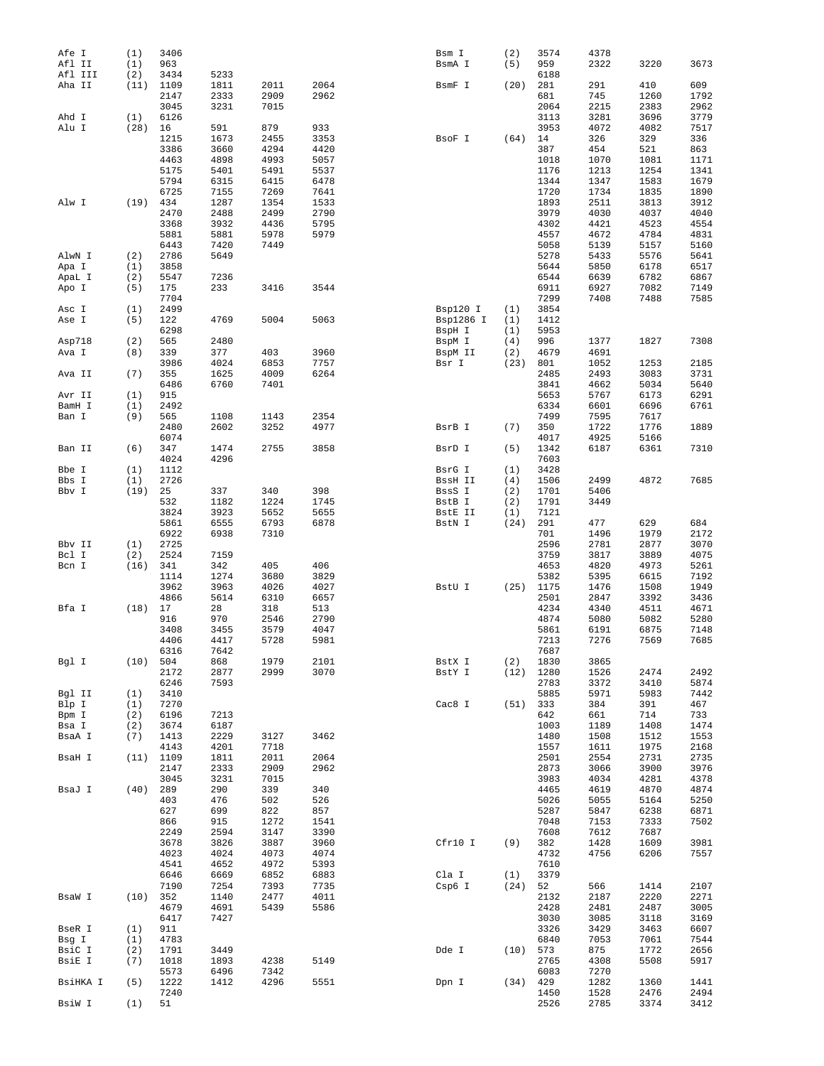```
Afe I      (1)   3406                                  Bsm I      (2)   3574   4378
Afl II     (1)   963                                   BsmA I     (5)   959    2322   3220   3673
Afl III    (2)   3434   5233                                             6188
Aha II     (11)  1109   1811   2011   2064             BsmF I     (20)  281    291    410    609
                 2147   2333   2909   2962                               681    745    1260   1792
                 3045   3231   7015                                      2064   2215   2383   2962
Ahd I      (1)   6126                                                    3113   3281   3696   3779
Alu I      (28)  16     591    879    933                                3953   4072   4082   7517
                 1215   1673   2455   3353             BsoF I     (64)  14     326    329    336
                 3386   3660   4294   4420                               387    454    521    863
                 4463   4898   4993   5057                               1018   1070   1081   1171
                 5175   5401   5491   5537                               1176   1213   1254   1341
                 5794   6315   6415   6478                               1344   1347   1583   1679
                 6725   7155   7269   7641                               1720   1734   1835   1890
Alw I      (19)  434    1287   1354   1533                               1893   2511   3813   3912
                 2470   2488   2499   2790                               3979   4030   4037   4040
                 3368   3932   4436   5795                               4302   4421   4523   4554
                 5881   5881   5978   5979                               4557   4672   4784   4831
                 6443   7420   7449                                      5058   5139   5157   5160
AlwN I     (2)   2786   5649                                             5278   5433   5576   5641
Apa I      (1)   3858                                                    5644   5850   6178   6517
ApaL I     (2)   5547   7236                                             6544   6639   6782   6867
Apo I      (5)   175    233    3416   3544                               6911   6927   7082   7149
                 7704                                                    7299   7408   7488   7585
Asc I      (1)   2499                                  Bsp120 I   (1)   3854
Ase I      (5)   122    4769   5004   5063             Bsp1286 I  (1)   1412
                 6298                                  BspH I     (1)   5953
Asp718     (2)   565    2480                           BspM I     (4)   996    1377   1827   7308
Ava I      (8)   339    377    403    3960             BspM II    (2)   4679   4691
                 3986   4024   6853   7757             Bsr I      (23)  801    1052   1253   2185
Ava II     (7)   355    1625   4009   6264                               2485   2493   3083   3731
                 6486   6760   7401                                      3841   4662   5034   5640
Avr II     (1)   915                                                     5653   5767   6173   6291
BamH I     (1)   2492                                                    6334   6601   6696   6761
Ban I      (9)   565    1108   1143   2354                               7499   7595   7617
                 2480   2602   3252   4977             BsrB I     (7)   350    1722   1776   1889
                 6074                                                    4017   4925   5166
Ban II     (6)   347    1474   2755   3858             BsrD I     (5)   1342   6187   6361   7310
                 4024   4296                                             7603
Bbe I      (1)   1112                                  BsrG I     (1)   3428
Bbs I      (1)   2726                                  BssH II    (4)   1506   2499   4872   7685
Bbv I      (19)  25     337    340    398              BssS I     (2)   1701   5406
                 532    1182   1224   1745             BstB I     (2)   1791   3449
                 3824   3923   5652   5655             BstE II    (1)   7121
                 5861   6555   6793   6878             BstN I     (24)  291    477    629    684
                 6922   6938   7310                                      701    1496   1979   2172
Bbv II     (1)   2725                                                    2596   2781   2877   3070
Bcl I      (2)   2524   7159                                             3759   3817   3889   4075
Bcn I      (16)  341    342    405    406                                4653   4820   4973   5261
                 1114   1274   3680   3829                               5382   5395   6615   7192
                 3962   3963   4026   4027             BstU I     (25)  1175   1476   1508   1949
                 4866   5614   6310   6657                               2501   2847   3392   3436
Bfa I      (18)  17     28     318    513                                4234   4340   4511   4671
                 916    970    2546   2790                               4874   5080   5082   5280
                 3408   3455   3579   4047                               5861   6191   6875   7148
                 4406   4417   5728   5981                               7213   7276   7569   7685
                 6316   7642                                             7687
Bgl I      (10)  504    868    1979   2101             BstX I     (2)   1830   3865
                 2172   2877   2999   3070             BstY I     (12)  1280   1526   2474   2492
                 6246   7593                                             2783   3372   3410   5874
Bgl II     (1)   3410                                                    5885   5971   5983   7442
Blp I      (1)   7270                                  Cac8 I     (51)  333    384    391    467
Bpm I      (2)   6196   7213                                             642    661    714    733
Bsa I      (2)   3674   6187                                             1003   1189   1408   1474
BsaA I     (7)   1413   2229   3127   3462                               1480   1508   1512   1553
                 4143   4201   7718                                      1557   1611   1975   2168
BsaH I     (11)  1109   1811   2011   2064                               2501   2554   2731   2735
                 2147   2333   2909   2962                               2873   3066   3900   3976
                 3045   3231   7015                                      3983   4034   4281   4378
BsaJ I     (40)  289    290    339    340                                4465   4619   4870   4874
                 403    476    502    526                                5026   5055   5164   5250
                 627    699    822    857                                5287   5847   6238   6871
                 866    915    1272   1541                               7048   7153   7333   7502
                 2249   2594   3147   3390                               7608   7612   7687
                 3678   3826   3887   3960             Cfr10 I    (9)   382    1428   1609   3981
                 4023   4024   4073   4074                               4732   4756   6206   7557
                 4541   4652   4972   5393                               7610
                 6646   6669   6852   6883             Cla I      (1)   3379
                 7190   7254   7393   7735             Csp6 I     (24)  52     566    1414   2107
BsaW I     (10)  352    1140   2477   4011                               2132   2187   2220   2271
                 4679   4691   5439   5586                               2428   2481   2487   3005
                 6417   7427                                             3030   3085   3118   3169
BseR I     (1)   911                                                     3326   3429   3463   6607
Bsg I      (1)   4783                                                    6840   7053   7061   7544
BsiC I     (2)   1791   3449                           Dde I      (10)  573    875    1772   2656
BsiE I     (7)   1018   1893   4238   5149                               2765   4308   5508   5917
                 5573   6496   7342                                      6083   7270
BsiHKA I   (5)   1222   1412   4296   5551             Dpn I      (34)  429    1282   1360   1441
                 7240                                                    1450   1528   2476   2494
BsiW I     (1)   51                                                      2526   2785   3374   3412
```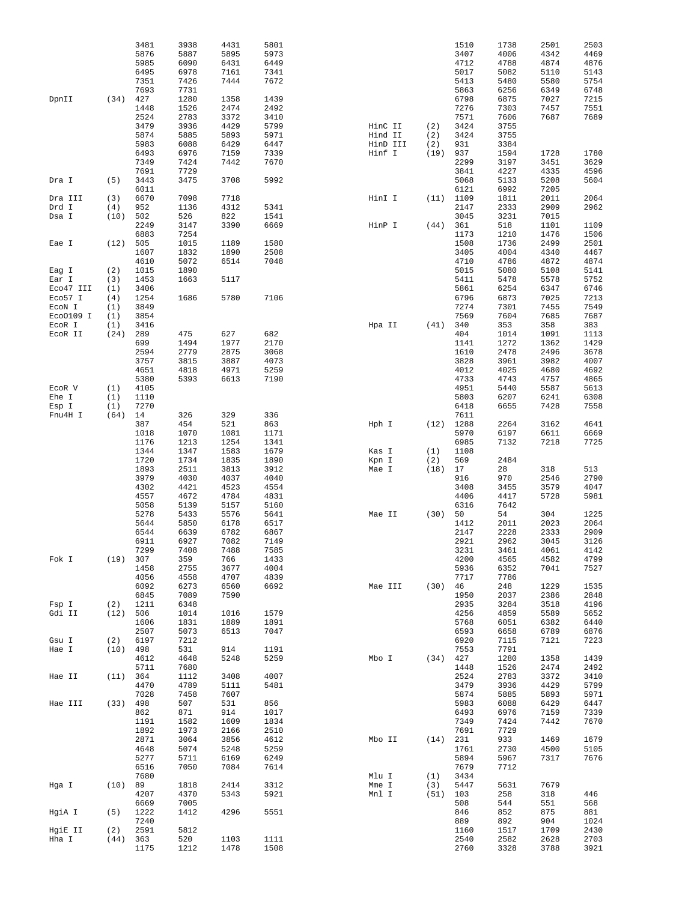```
                    3481    3938    4431    5801                              1510    1738    2501    2503
                    5876    5887    5895    5973                              3407    4006    4342    4469
                    5985    6090    6431    6449                              4712    4788    4874    4876
                    6495    6978    7161    7341                              5017    5082    5110    5143
                    7351    7426    7444    7672                              5413    5480    5580    5754
                    7693    7731                                              5863    6256    6349    6748
DpnII       (34)    427     1280    1358    1439                              6798    6875    7027    7215
                    1448    1526    2474    2492                              7276    7303    7457    7551
                    2524    2783    3372    3410                              7571    7606    7687    7689
                    3479    3936    4429    5799        HinC II     (2)       3424    3755
                    5874    5885    5893    5971        Hind II     (2)       3424    3755
                    5983    6088    6429    6447        HinD III    (2)       931     3384
                    6493    6976    7159    7339        Hinf I      (19)      937     1594    1728    1780
                    7349    7424    7442    7670                              2299    3197    3451    3629
                    7691    7729                                              3841    4227    4335    4596
Dra I       (5)     3443    3475    3708    5992                              5068    5133    5208    5604
                    6011                                                      6121    6992    7205
Dra III     (3)     6670    7098    7718                HinI I      (11)      1109    1811    2011    2064
Drd I       (4)     952     1136    4312    5341                              2147    2333    2909    2962
Dsa I       (10)    502     526     822     1541                              3045    3231    7015
                    2249    3147    3390    6669        HinP I      (44)      361     518     1101    1109
                    6883    7254                                              1173    1210    1476    1506
Eae I       (12)    505     1015    1189    1580                              1508    1736    2499    2501
                    1607    1832    1890    2508                              3405    4004    4340    4467
                    4610    5072    6514    7048                              4710    4786    4872    4874
Eag I       (2)     1015    1890                                              5015    5080    5108    5141
Ear I       (3)     1453    1663    5117                                      5411    5478    5578    5752
Eco47 III   (1)     3406                                                      5861    6254    6347    6746
Eco57 I     (4)     1254    1686    5780    7106                              6796    6873    7025    7213
EcoN I      (1)     3849                                                      7274    7301    7455    7549
EcoO109 I   (1)     3854                                                      7569    7604    7685    7687
EcoR I      (1)     3416                                Hpa II      (41)      340     353     358     383
EcoR II     (24)    289     475     627     682                               404     1014    1091    1113
                    699     1494    1977    2170                              1141    1272    1362    1429
                    2594    2779    2875    3068                              1610    2478    2496    3678
                    3757    3815    3887    4073                              3828    3961    3982    4007
                    4651    4818    4971    5259                              4012    4025    4680    4692
                    5380    5393    6613    7190                              4733    4743    4757    4865
EcoR V      (1)     4105                                                      4951    5440    5587    5613
Ehe I       (1)     1110                                                      5803    6207    6241    6308
Esp I       (1)     7270                                                      6418    6655    7428    7558
Fnu4H I     (64)    14      326     329     336                               7611
                    387     454     521     863         Hph I       (12)      1288    2264    3162    4641
                    1018    1070    1081    1171                              5970    6197    6611    6669
                    1176    1213    1254    1341                              6985    7132    7218    7725
                    1344    1347    1583    1679        Kas I       (1)       1108
                    1720    1734    1835    1890        Kpn I       (2)       569     2484
                    1893    2511    3813    3912        Mae I       (18)      17      28      318     513
                    3979    4030    4037    4040                              916     970     2546    2790
                    4302    4421    4523    4554                              3408    3455    3579    4047
                    4557    4672    4784    4831                              4406    4417    5728    5981
                    5058    5139    5157    5160                              6316    7642
                    5278    5433    5576    5641        Mae II      (30)      50      54      304     1225
                    5644    5850    6178    6517                              1412    2011    2023    2064
                    6544    6639    6782    6867                              2147    2228    2333    2909
                    6911    6927    7082    7149                              2921    2962    3045    3126
                    7299    7408    7488    7585                              3231    3461    4061    4142
Fok I       (19)    307     359     766     1433                              4200    4565    4582    4799
                    1458    2755    3677    4004                              5936    6352    7041    7527
                    4056    4558    4707    4839                              7717    7786
                    6092    6273    6560    6692        Mae III     (30)      46      248     1229    1535
                    6845    7089    7590                                      1950    2037    2386    2848
Fsp I       (2)     1211    6348                                              2935    3284    3518    4196
Gdi II      (12)    506     1014    1016    1579                              4256    4859    5589    5652
                    1606    1831    1889    1891                              5768    6051    6382    6440
                    2507    5073    6513    7047                              6593    6658    6789    6876
Gsu I       (2)     6197    7212                                              6920    7115    7121    7223
Hae I       (10)    498     531     914     1191                              7553    7791
                    4612    4648    5248    5259        Mbo I       (34)      427     1280    1358    1439
                    5711    7680                                              1448    1526    2474    2492
Hae II      (11)    364     1112    3408    4007                              2524    2783    3372    3410
                    4470    4789    5111    5481                              3479    3936    4429    5799
                    7028    7458    7607                                      5874    5885    5893    5971
Hae III     (33)    498     507     531     856                               5983    6088    6429    6447
                    862     871     914     1017                              6493    6976    7159    7339
                    1191    1582    1609    1834                              7349    7424    7442    7670
                    1892    1973    2166    2510                              7691    7729
                    2871    3064    3856    4612        Mbo II      (14)      231     933     1469    1679
                    4648    5074    5248    5259                              1761    2730    4500    5105
                    5277    5711    6169    6249                              5894    5967    7317    7676
                    6516    7050    7084    7614                              7679    7712
                    7680                                Mlu I       (1)       3434
Hga I       (10)    89      1818    2414    3312        Mme I       (3)       5447    5631    7679
                    4207    4370    5343    5921        Mnl I       (51)      103     258     318     446
                    6669    7005                                              508     544     551     568
HgiA I      (5)     1222    1412    4296    5551                              846     852     875     881
                    7240                                                      889     892     904     1024
HgiE II     (2)     2591    5812                                              1160    1517    1709    2430
Hha I       (44)    363     520     1103    1111                              2540    2582    2628    2703
                    1175    1212    1478    1508                              2760    3328    3788    3921
```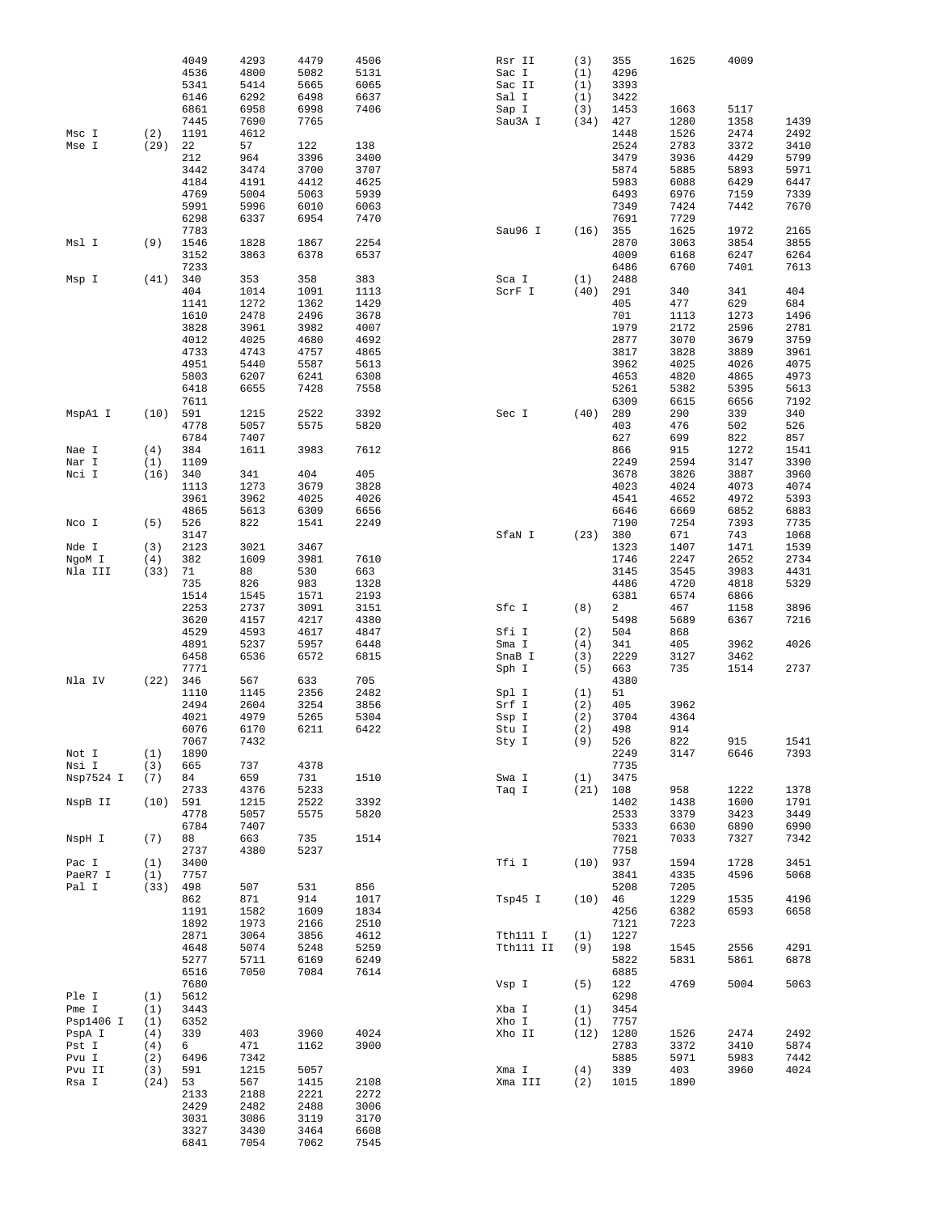| Enzyme | Count | Positions | | | |
|---|---|---|---|---|---|
| | | 4049 | 4293 | 4479 | 4506 |
| | | 4536 | 4800 | 5082 | 5131 |
| | | 5341 | 5414 | 5665 | 6065 |
| | | 6146 | 6292 | 6498 | 6637 |
| | | 6861 | 6958 | 6998 | 7406 |
| | | 7445 | 7690 | 7765 | |
| Msc I | (2) | 1191 | 4612 | | |
| Mse I | (29) | 22 | 57 | 122 | 138 |
| | | 212 | 964 | 3396 | 3400 |
| | | 3442 | 3474 | 3700 | 3707 |
| | | 4184 | 4191 | 4412 | 4625 |
| | | 4769 | 5004 | 5063 | 5939 |
| | | 5991 | 5996 | 6010 | 6063 |
| | | 6298 | 6337 | 6954 | 7470 |
| | | 7783 | | | |
| Msl I | (9) | 1546 | 1828 | 1867 | 2254 |
| | | 3152 | 3863 | 6378 | 6537 |
| | | 7233 | | | |
| Msp I | (41) | 340 | 353 | 358 | 383 |
| | | 404 | 1014 | 1091 | 1113 |
| | | 1141 | 1272 | 1362 | 1429 |
| | | 1610 | 2478 | 2496 | 3678 |
| | | 3828 | 3961 | 3982 | 4007 |
| | | 4012 | 4025 | 4680 | 4692 |
| | | 4733 | 4743 | 4757 | 4865 |
| | | 4951 | 5440 | 5587 | 5613 |
| | | 5803 | 6207 | 6241 | 6308 |
| | | 6418 | 6655 | 7428 | 7558 |
| | | 7611 | | | |
| MspA1 I | (10) | 591 | 1215 | 2522 | 3392 |
| | | 4778 | 5057 | 5575 | 5820 |
| | | 6784 | 7407 | | |
| Nae I | (4) | 384 | 1611 | 3983 | 7612 |
| Nar I | (1) | 1109 | | | |
| Nci I | (16) | 340 | 341 | 404 | 405 |
| | | 1113 | 1273 | 3679 | 3828 |
| | | 3961 | 3962 | 4025 | 4026 |
| | | 4865 | 5613 | 6309 | 6656 |
| Nco I | (5) | 526 | 822 | 1541 | 2249 |
| | | 3147 | | | |
| Nde I | (3) | 2123 | 3021 | 3467 | |
| NgoM I | (4) | 382 | 1609 | 3981 | 7610 |
| Nla III | (33) | 71 | 88 | 530 | 663 |
| | | 735 | 826 | 983 | 1328 |
| | | 1514 | 1545 | 1571 | 2193 |
| | | 2253 | 2737 | 3091 | 3151 |
| | | 3620 | 4157 | 4217 | 4380 |
| | | 4529 | 4593 | 4617 | 4847 |
| | | 4891 | 5237 | 5957 | 6448 |
| | | 6458 | 6536 | 6572 | 6815 |
| | | 7771 | | | |
| Nla IV | (22) | 346 | 567 | 633 | 705 |
| | | 1110 | 1145 | 2356 | 2482 |
| | | 2494 | 2604 | 3254 | 3856 |
| | | 4021 | 4979 | 5265 | 5304 |
| | | 6076 | 6170 | 6211 | 6422 |
| | | 7067 | 7432 | | |
| Not I | (1) | 1890 | | | |
| Nsi I | (3) | 665 | 737 | 4378 | |
| Nsp7524 I | (7) | 84 | 659 | 731 | 1510 |
| | | 2733 | 4376 | 5233 | |
| NspB II | (10) | 591 | 1215 | 2522 | 3392 |
| | | 4778 | 5057 | 5575 | 5820 |
| | | 6784 | 7407 | | |
| NspH I | (7) | 88 | 663 | 735 | 1514 |
| | | 2737 | 4380 | 5237 | |
| Pac I | (1) | 3400 | | | |
| PaeR7 I | (1) | 7757 | | | |
| Pal I | (33) | 498 | 507 | 531 | 856 |
| | | 862 | 871 | 914 | 1017 |
| | | 1191 | 1582 | 1609 | 1834 |
| | | 1892 | 1973 | 2166 | 2510 |
| | | 2871 | 3064 | 3856 | 4612 |
| | | 4648 | 5074 | 5248 | 5259 |
| | | 5277 | 5711 | 6169 | 6249 |
| | | 6516 | 7050 | 7084 | 7614 |
| | | 7680 | | | |
| Ple I | (1) | 5612 | | | |
| Pme I | (1) | 3443 | | | |
| Psp1406 I | (1) | 6352 | | | |
| PspA I | (4) | 339 | 403 | 3960 | 4024 |
| Pst I | (4) | 6 | 471 | 1162 | 3900 |
| Pvu I | (2) | 6496 | 7342 | | |
| Pvu II | (3) | 591 | 1215 | 5057 | |
| Rsa I | (24) | 53 | 567 | 1415 | 2108 |
| | | 2133 | 2188 | 2221 | 2272 |
| | | 2429 | 2482 | 2488 | 3006 |
| | | 3031 | 3086 | 3119 | 3170 |
| | | 3327 | 3430 | 3464 | 6608 |
| | | 6841 | 7054 | 7062 | 7545 |
| Rsr II | (3) | 355 | 1625 | 4009 | |
| Sac I | (1) | 4296 | | | |
| Sac II | (1) | 3393 | | | |
| Sal I | (1) | 3422 | | | |
| Sap I | (3) | 1453 | 1663 | 5117 | |
| Sau3A I | (34) | 427 | 1280 | 1358 | 1439 |
| | | 1448 | 1526 | 2474 | 2492 |
| | | 2524 | 2783 | 3372 | 3410 |
| | | 3479 | 3936 | 4429 | 5799 |
| | | 5874 | 5885 | 5893 | 5971 |
| | | 5983 | 6088 | 6429 | 6447 |
| | | 6493 | 6976 | 7159 | 7339 |
| | | 7349 | 7424 | 7442 | 7670 |
| | | 7691 | 7729 | | |
| Sau96 I | (16) | 355 | 1625 | 1972 | 2165 |
| | | 2870 | 3063 | 3854 | 3855 |
| | | 4009 | 6168 | 6247 | 6264 |
| | | 6486 | 6760 | 7401 | 7613 |
| Sca I | (1) | 2488 | | | |
| ScrF I | (40) | 291 | 340 | 341 | 404 |
| | | 405 | 477 | 629 | 684 |
| | | 701 | 1113 | 1273 | 1496 |
| | | 1979 | 2172 | 2596 | 2781 |
| | | 2877 | 3070 | 3679 | 3759 |
| | | 3817 | 3828 | 3889 | 3961 |
| | | 3962 | 4025 | 4026 | 4075 |
| | | 4653 | 4820 | 4865 | 4973 |
| | | 5261 | 5382 | 5395 | 5613 |
| | | 6309 | 6615 | 6656 | 7192 |
| Sec I | (40) | 289 | 290 | 339 | 340 |
| | | 403 | 476 | 502 | 526 |
| | | 627 | 699 | 822 | 857 |
| | | 866 | 915 | 1272 | 1541 |
| | | 2249 | 2594 | 3147 | 3390 |
| | | 3678 | 3826 | 3887 | 3960 |
| | | 4023 | 4024 | 4073 | 4074 |
| | | 4541 | 4652 | 4972 | 5393 |
| | | 6646 | 6669 | 6852 | 6883 |
| | | 7190 | 7254 | 7393 | 7735 |
| SfaN I | (23) | 380 | 671 | 743 | 1068 |
| | | 1323 | 1407 | 1471 | 1539 |
| | | 1746 | 2247 | 2652 | 2734 |
| | | 3145 | 3545 | 3983 | 4431 |
| | | 4486 | 4720 | 4818 | 5329 |
| | | 6381 | 6574 | 6866 | |
| Sfc I | (8) | 2 | 467 | 1158 | 3896 |
| | | 5498 | 5689 | 6367 | 7216 |
| Sfi I | (2) | 504 | 868 | | |
| Sma I | (4) | 341 | 405 | 3962 | 4026 |
| SnaB I | (3) | 2229 | 3127 | 3462 | |
| Sph I | (5) | 663 | 735 | 1514 | 2737 |
| | | 4380 | | | |
| Spl I | (1) | 51 | | | |
| Srf I | (2) | 405 | 3962 | | |
| Ssp I | (2) | 3704 | 4364 | | |
| Stu I | (2) | 498 | 914 | | |
| Sty I | (9) | 526 | 822 | 915 | 1541 |
| | | 2249 | 3147 | 6646 | 7393 |
| | | 7735 | | | |
| Swa I | (1) | 3475 | | | |
| Taq I | (21) | 108 | 958 | 1222 | 1378 |
| | | 1402 | 1438 | 1600 | 1791 |
| | | 2533 | 3379 | 3423 | 3449 |
| | | 5333 | 6630 | 6890 | 6990 |
| | | 7021 | 7033 | 7327 | 7342 |
| | | 7758 | | | |
| Tfi I | (10) | 937 | 1594 | 1728 | 3451 |
| | | 3841 | 4335 | 4596 | 5068 |
| | | 5208 | 7205 | | |
| Tsp45 I | (10) | 46 | 1229 | 1535 | 4196 |
| | | 4256 | 6382 | 6593 | 6658 |
| | | 7121 | 7223 | | |
| Tth111 I | (1) | 1227 | | | |
| Tth111 II | (9) | 198 | 1545 | 2556 | 4291 |
| | | 5822 | 5831 | 5861 | 6878 |
| | | 6885 | | | |
| Vsp I | (5) | 122 | 4769 | 5004 | 5063 |
| | | 6298 | | | |
| Xba I | (1) | 3454 | | | |
| Xho I | (1) | 7757 | | | |
| Xho II | (12) | 1280 | 1526 | 2474 | 2492 |
| | | 2783 | 3372 | 3410 | 5874 |
| | | 5885 | 5971 | 5983 | 7442 |
| Xma I | (4) | 339 | 403 | 3960 | 4024 |
| Xma III | (2) | 1015 | 1890 | | |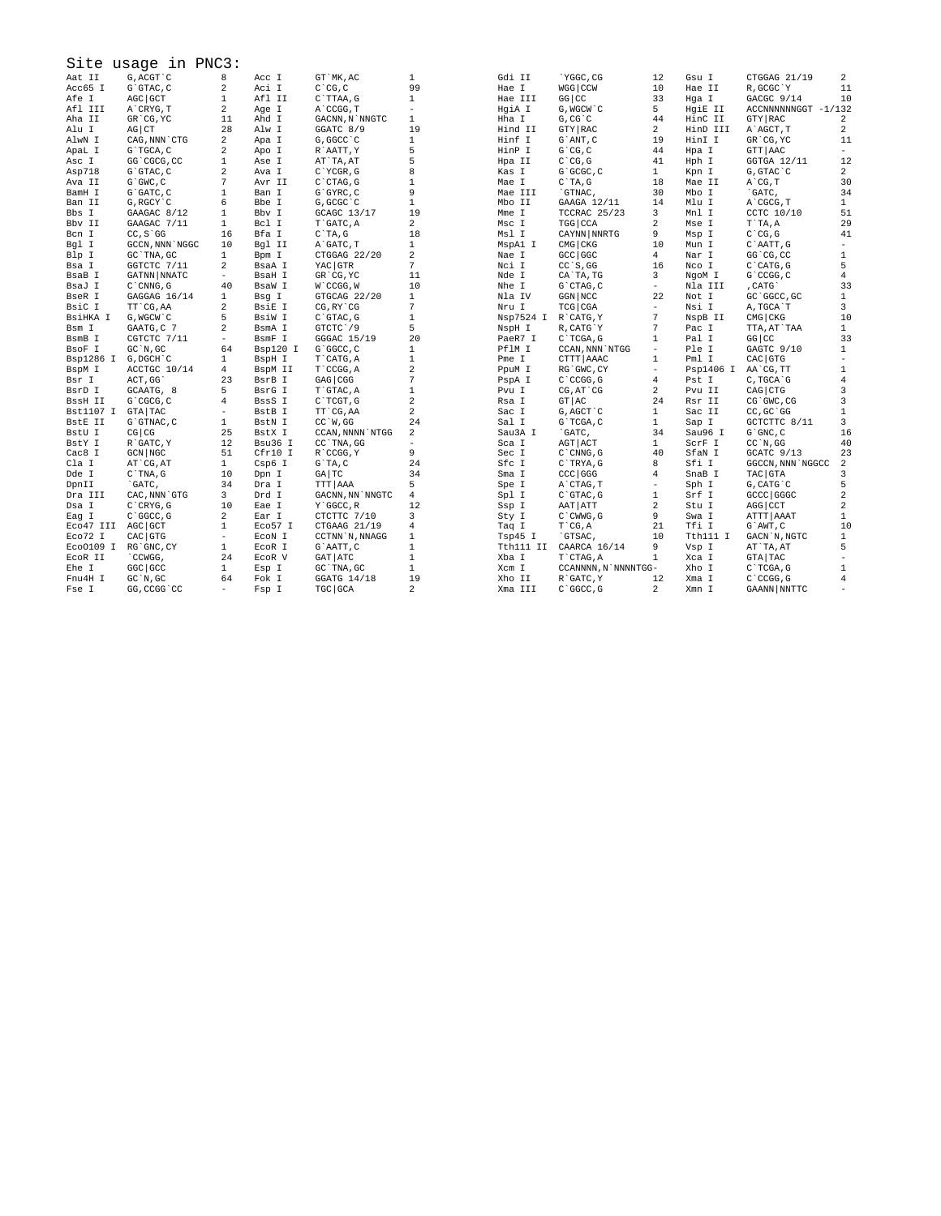Site usage in PNC3:

| | | | | | | | | | | | |
|---|---|---|---|---|---|---|---|---|---|---|---|
| Aat II | G,ACGT`C | 8 | Acc I | GT`MK,AC | 1 | Gdi II | `YGGC,CG | 12 | Gsu I | CTGGAG 21/19 | 2 |
| Acc65 I | G`GTAC,C | 2 | Aci I | C`CG,C | 99 | Hae I | WGG\|CCW | 10 | Hae II | R,GCGC`Y | 11 |
| Afe I | AGC\|GCT | 1 | Afl II | C`TTAA,G | 1 | Hae III | GG\|CC | 33 | Hga I | GACGC 9/14 | 10 |
| Afl III | A`CRYG,T | 2 | Age I | A`CCGG,T | - | HgiA I | G,WGCW`C | 5 | HgiE II | ACCNNNNNNGGT -1/132 | |
| Aha II | GR`CG,YC | 11 | Ahd I | GACNN,N`NNGTC | 1 | Hha I | G,CG`C | 44 | HinC II | GTY\|RAC | 2 |
| Alu I | AG\|CT | 28 | Alw I | GGATC 8/9 | 19 | Hind II | GTY\|RAC | 2 | HinD III | A`AGCT,T | 2 |
| AlwN I | CAG,NNN`CTG | 2 | Apa I | G,GGCC`C | 1 | Hinf I | G`ANT,C | 19 | HinI I | GR`CG,YC | 11 |
| ApaL I | G`TGCA,C | 2 | Apo I | R`AATT,Y | 5 | HinP I | G`CG,C | 44 | Hpa I | GTT\|AAC | - |
| Asc I | GG`CGCG,CC | 1 | Ase I | AT`TA,AT | 5 | Hpa II | C`CG,G | 41 | Hph I | GGTGA 12/11 | 12 |
| Asp718 | G`GTAC,C | 2 | Ava I | C`YCGR,G | 8 | Kas I | G`GCGC,C | 1 | Kpn I | G,GTAC`C | 2 |
| Ava II | G`GWC,C | 7 | Avr II | C`CTAG,G | 1 | Mae I | C`TA,G | 18 | Mae II | A`CG,T | 30 |
| BamH I | G`GATC,C | 1 | Ban I | G`GYRC,C | 9 | Mae III | `GTNAC, | 30 | Mbo I | `GATC, | 34 |
| Ban II | G,RGCY`C | 6 | Bbe I | G,GCGC`C | 1 | Mbo II | GAAGA 12/11 | 14 | Mlu I | A`CGCG,T | 1 |
| Bbs I | GAAGAC 8/12 | 1 | Bbv I | GCAGC 13/17 | 19 | Mme I | TCCRAC 25/23 | 3 | Mnl I | CCTC 10/10 | 51 |
| Bbv II | GAAGAC 7/11 | 1 | Bcl I | T`GATC,A | 2 | Msc I | TGG\|CCA | 2 | Mse I | T`TA,A | 29 |
| Bcn I | CC,S`GG | 16 | Bfa I | C`TA,G | 18 | Msl I | CAYNN\|NNRTG | 9 | Msp I | C`CG,G | 41 |
| Bgl I | GCCN,NNN`NGGC | 10 | Bgl II | A`GATC,T | 1 | MspA1 I | CMG\|CKG | 10 | Mun I | C`AATT,G | - |
| Blp I | GC`TNA,GC | 1 | Bpm I | CTGGAG 22/20 | 2 | Nae I | GCC\|GGC | 4 | Nar I | GG`CG,CC | 1 |
| Bsa I | GGTCTC 7/11 | 2 | BsaA I | YAC\|GTR | 7 | Nci I | CC`S,GG | 16 | Nco I | C`CATG,G | 5 |
| BsaB I | GATNN\|NNATC | - | BsaH I | GR`CG,YC | 11 | Nde I | CA`TA,TG | 3 | NgoM I | G`CCGG,C | 4 |
| BsaJ I | C`CNNG,G | 40 | BsaW I | W`CCGG,W | 10 | Nhe I | G`CTAG,C | - | Nla III | ,CATG` | 33 |
| BseR I | GAGGAG 16/14 | 1 | Bsg I | GTGCAG 22/20 | 1 | Nla IV | GGN\|NCC | 22 | Not I | GC`GGCC,GC | 1 |
| BsiC I | TT`CG,AA | 2 | BsiE I | CG,RY`CG | 7 | Nru I | TCG\|CGA | - | Nsi I | A,TGCA`T | 3 |
| BsiHKA I | G,WGCW`C | 5 | BsiW I | C`GTAC,G | 1 | Nsp7524 I | R`CATG,Y | 7 | NspB II | CMG\|CKG | 10 |
| Bsm I | GAATG,C 7 | 2 | BsmA I | GTCTC`/9 | 5 | NspH I | R,CATG`Y | 7 | Pac I | TTA,AT`TAA | 1 |
| BsmB I | CGTCTC 7/11 | - | BsmF I | GGGAC 15/19 | 20 | PaeR7 I | C`TCGA,G | 1 | Pal I | GG\|CC | 33 |
| BsoF I | GC`N,GC | 64 | Bsp120 I | G`GGCC,C | 1 | PflM I | CCAN,NNN`NTGG | - | Ple I | GAGTC 9/10 | 1 |
| Bsp1286 I | G,DGCH`C | 1 | BspH I | T`CATG,A | 1 | Pme I | CTTT\|AAAC | 1 | Pml I | CAC\|GTG | - |
| BspM I | ACCTGC 10/14 | 4 | BspM II | T`CCGG,A | 2 | PpuM I | RG`GWC,CY | - | Psp1406 I | AA`CG,TT | 1 |
| Bsr I | ACT,GG` | 23 | BsrB I | GAG\|CGG | 7 | PspA I | C`CCGG,G | 4 | Pst I | C,TGCA`G | 4 |
| BsrD I | GCAATG, 8 | 5 | BsrG I | T`GTAC,A | 1 | Pvu I | CG,AT`CG | 2 | Pvu II | CAG\|CTG | 3 |
| BssH II | G`CGCG,C | 4 | BssS I | C`TCGT,G | 2 | Rsa I | GT\|AC | 24 | Rsr II | CG`GWC,CG | 3 |
| Bst1107 I | GTA\|TAC | - | BstB I | TT`CG,AA | 2 | Sac I | G,AGCT`C | 1 | Sac II | CC,GC`GG | 1 |
| BstE II | G`GTNAC,C | 1 | BstN I | CC`W,GG | 24 | Sal I | G`TCGA,C | 1 | Sap I | GCTCTTC 8/11 | 3 |
| BstU I | CG\|CG | 25 | BstX I | CCAN,NNNN`NTGG | 2 | Sau3A I | `GATC, | 34 | Sau96 I | G`GNC,C | 16 |
| BstY I | R`GATC,Y | 12 | Bsu36 I | CC`TNA,GG | - | Sca I | AGT\|ACT | 1 | ScrF I | CC`N,GG | 40 |
| Cac8 I | GCN\|NGC | 51 | Cfr10 I | R`CCGG,Y | 9 | Sec I | C`CNNG,G | 40 | SfaN I | GCATC 9/13 | 23 |
| Cla I | AT`CG,AT | 1 | Csp6 I | G`TA,C | 24 | Sfc I | C`TRYA,G | 8 | Sfi I | GGCCN,NNN`NGGCC | 2 |
| Dde I | C`TNA,G | 10 | Dpn I | GA\|TC | 34 | Sma I | CCC\|GGG | 4 | SnaB I | TAC\|GTA | 3 |
| DpnII | `GATC, | 34 | Dra I | TTT\|AAA | 5 | Spe I | A`CTAG,T | - | Sph I | G,CATG`C | 5 |
| Dra III | CAC,NNN`GTG | 3 | Drd I | GACNN,NN`NNGTC | 4 | Spl I | C`GTAC,G | 1 | Srf I | GCCC\|GGGC | 2 |
| Dsa I | C`CRYG,G | 10 | Eae I | Y`GGCC,R | 12 | Ssp I | AAT\|ATT | 2 | Stu I | AGG\|CCT | 2 |
| Eag I | C`GGCC,G | 2 | Ear I | CTCTTC 7/10 | 3 | Sty I | C`CWWG,G | 9 | Swa I | ATTT\|AAAT | 1 |
| Eco47 III | AGC\|GCT | 1 | Eco57 I | CTGAAG 21/19 | 4 | Taq I | T`CG,A | 21 | Tfi I | G`AWT,C | 10 |
| Eco72 I | CAC\|GTG | - | EcoN I | CCTNN`N,NNAGG | 1 | Tsp45 I | `GTSAC, | 10 | Tth111 I | GACN`N,NGTC | 1 |
| EcoO109 I | RG`GNC,CY | 1 | EcoR I | G`AATT,C | 1 | Tth111 II | CAARCA 16/14 | 9 | Vsp I | AT`TA,AT | 5 |
| EcoR II | `CCWGG, | 24 | EcoR V | GAT\|ATC | 1 | Xba I | T`CTAG,A | 1 | Xca I | GTA\|TAC | - |
| Ehe I | GGC\|GCC | 1 | Esp I | GC`TNA,GC | 1 | Xcm I | CCANNNN,N`NNNNTGG | - | Xho I | C`TCGA,G | 1 |
| Fnu4H I | GC`N,GC | 64 | Fok I | GGATG 14/18 | 19 | Xho II | R`GATC,Y | 12 | Xma I | C`CCGG,G | 4 |
| Fse I | GG,CCGG`CC | - | Fsp I | TGC\|GCA | 2 | Xma III | C`GGCC,G | 2 | Xmn I | GAANN\|NNTTC | - |